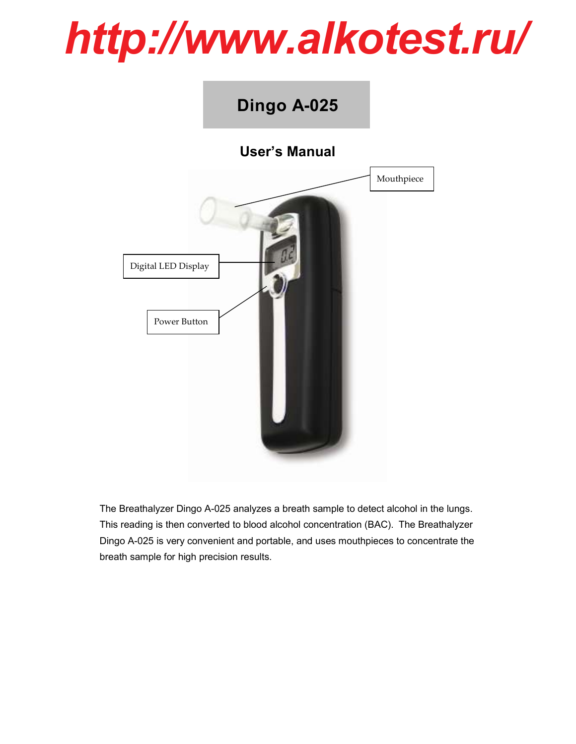# http://www.alkotest.ru/

## Dingo A-025

### User's Manual

Mouthpiece

Digital LED Display

Power Button

The Breathalyzer Dingo A-025 analyzes a breath sample to detect alcohol in the lungs. This reading is then converted to blood alcohol concentration (BAC). The Breathalyzer Dingo A-025 is very convenient and portable, and uses mouthpieces to concentrate the breath sample for high precision results.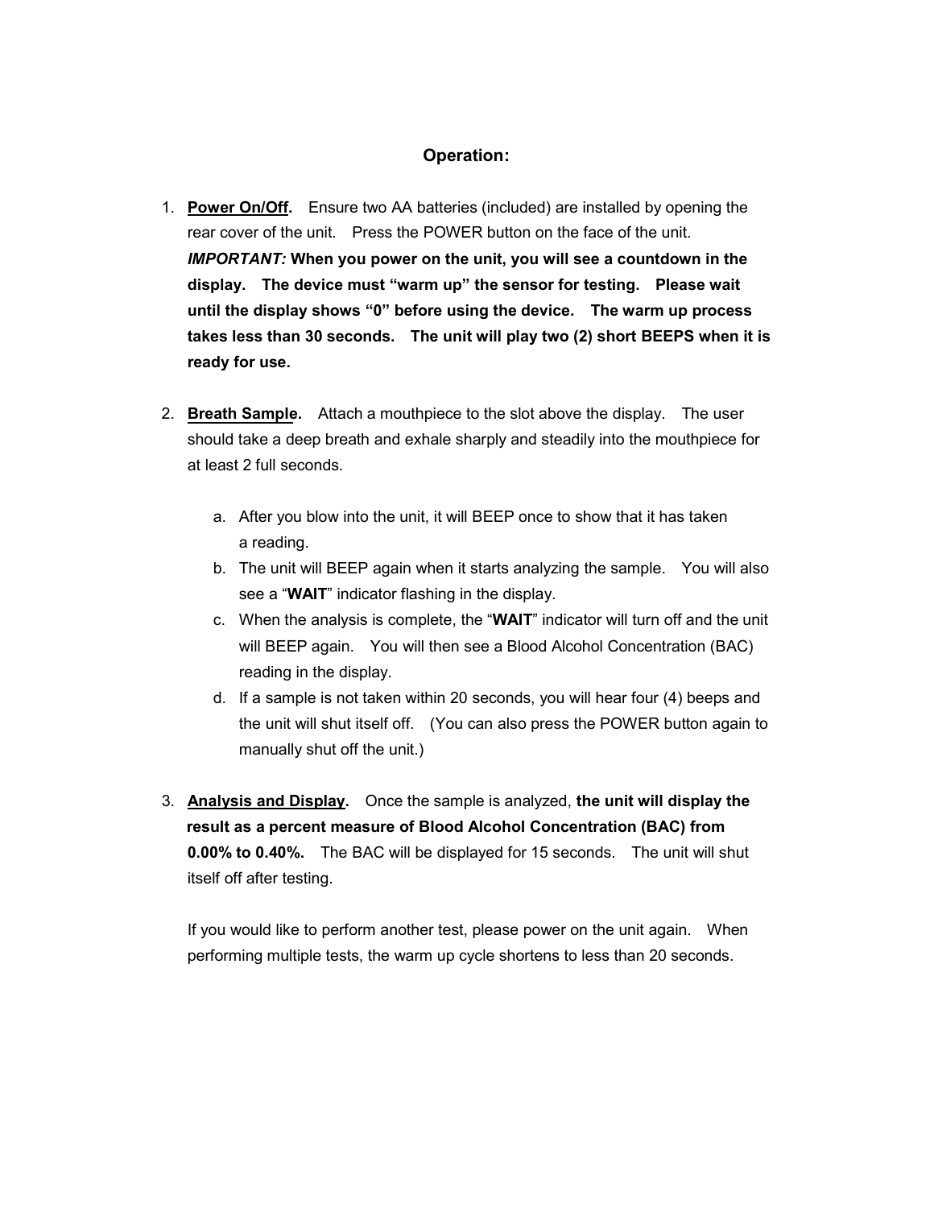## Operation:

1. **Power On/Off.** Ensure two AA batteries (included) are installed by opening the rear cover of the unit. Press the POWER button on the face of the unit. ***IMPORTANT:*** **When you power on the unit, you will see a countdown in the display. The device must "warm up" the sensor for testing. Please wait until the display shows "0" before using the device. The warm up process takes less than 30 seconds. The unit will play two (2) short BEEPS when it is ready for use.**

2. **Breath Sample.** Attach a mouthpiece to the slot above the display. The user should take a deep breath and exhale sharply and steadily into the mouthpiece for at least 2 full seconds.

   a. After you blow into the unit, it will BEEP once to show that it has taken a reading.
   b. The unit will BEEP again when it starts analyzing the sample. You will also see a "**WAIT**" indicator flashing in the display.
   c. When the analysis is complete, the "**WAIT**" indicator will turn off and the unit will BEEP again. You will then see a Blood Alcohol Concentration (BAC) reading in the display.
   d. If a sample is not taken within 20 seconds, you will hear four (4) beeps and the unit will shut itself off. (You can also press the POWER button again to manually shut off the unit.)

3. **Analysis and Display.** Once the sample is analyzed, **the unit will display the result as a percent measure of Blood Alcohol Concentration (BAC) from 0.00% to 0.40%.** The BAC will be displayed for 15 seconds. The unit will shut itself off after testing.

   If you would like to perform another test, please power on the unit again. When performing multiple tests, the warm up cycle shortens to less than 20 seconds.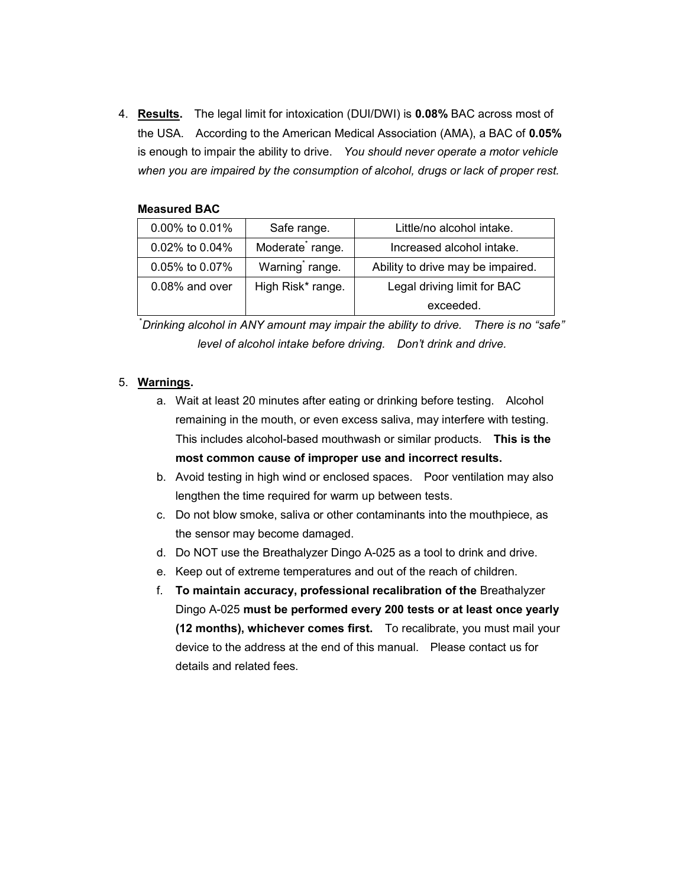4. **Results.** The legal limit for intoxication (DUI/DWI) is **0.08%** BAC across most of the USA. According to the American Medical Association (AMA), a BAC of **0.05%** is enough to impair the ability to drive. *You should never operate a motor vehicle when you are impaired by the consumption of alcohol, drugs or lack of proper rest.*

**Measured BAC**

| | | |
|---|---|---|
| 0.00% to 0.01% | Safe range. | Little/no alcohol intake. |
| 0.02% to 0.04% | Moderate* range. | Increased alcohol intake. |
| 0.05% to 0.07% | Warning* range. | Ability to drive may be impaired. |
| 0.08% and over | High Risk* range. | Legal driving limit for BAC exceeded. |

**Drinking alcohol in ANY amount may impair the ability to drive. There is no "safe" level of alcohol intake before driving. Don't drink and drive.*

5. **Warnings.**
   a. Wait at least 20 minutes after eating or drinking before testing. Alcohol remaining in the mouth, or even excess saliva, may interfere with testing. This includes alcohol-based mouthwash or similar products. **This is the most common cause of improper use and incorrect results.**
   b. Avoid testing in high wind or enclosed spaces. Poor ventilation may also lengthen the time required for warm up between tests.
   c. Do not blow smoke, saliva or other contaminants into the mouthpiece, as the sensor may become damaged.
   d. Do NOT use the Breathalyzer Dingo A-025 as a tool to drink and drive.
   e. Keep out of extreme temperatures and out of the reach of children.
   f. **To maintain accuracy, professional recalibration of the** Breathalyzer Dingo A-025 **must be performed every 200 tests or at least once yearly (12 months), whichever comes first.** To recalibrate, you must mail your device to the address at the end of this manual. Please contact us for details and related fees.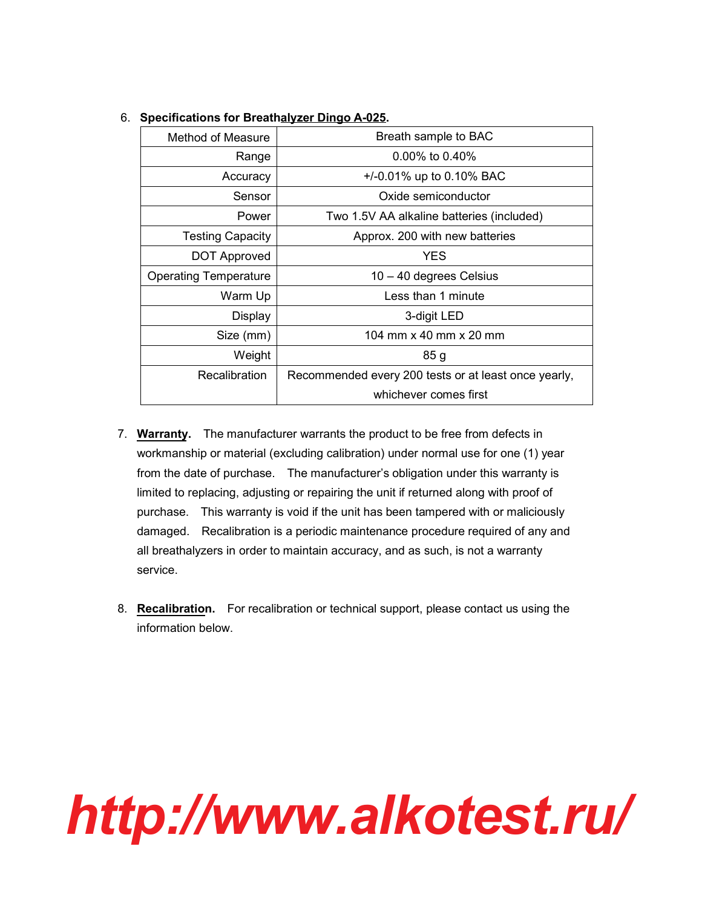6. **Specifications for Breathalyzer Dingo A-025**.

| | |
|---|---|
| Method of Measure | Breath sample to BAC |
| Range | 0.00% to 0.40% |
| Accuracy | +/-0.01% up to 0.10% BAC |
| Sensor | Oxide semiconductor |
| Power | Two 1.5V AA alkaline batteries (included) |
| Testing Capacity | Approx. 200 with new batteries |
| DOT Approved | YES |
| Operating Temperature | 10 – 40 degrees Celsius |
| Warm Up | Less than 1 minute |
| Display | 3-digit LED |
| Size (mm) | 104 mm x 40 mm x 20 mm |
| Weight | 85 g |
| Recalibration | Recommended every 200 tests or at least once yearly, whichever comes first |

7. **Warranty.** The manufacturer warrants the product to be free from defects in workmanship or material (excluding calibration) under normal use for one (1) year from the date of purchase. The manufacturer's obligation under this warranty is limited to replacing, adjusting or repairing the unit if returned along with proof of purchase. This warranty is void if the unit has been tampered with or maliciously damaged. Recalibration is a periodic maintenance procedure required of any and all breathalyzers in order to maintain accuracy, and as such, is not a warranty service.

8. **Recalibration.** For recalibration or technical support, please contact us using the information below.

***http://www.alkotest.ru/***